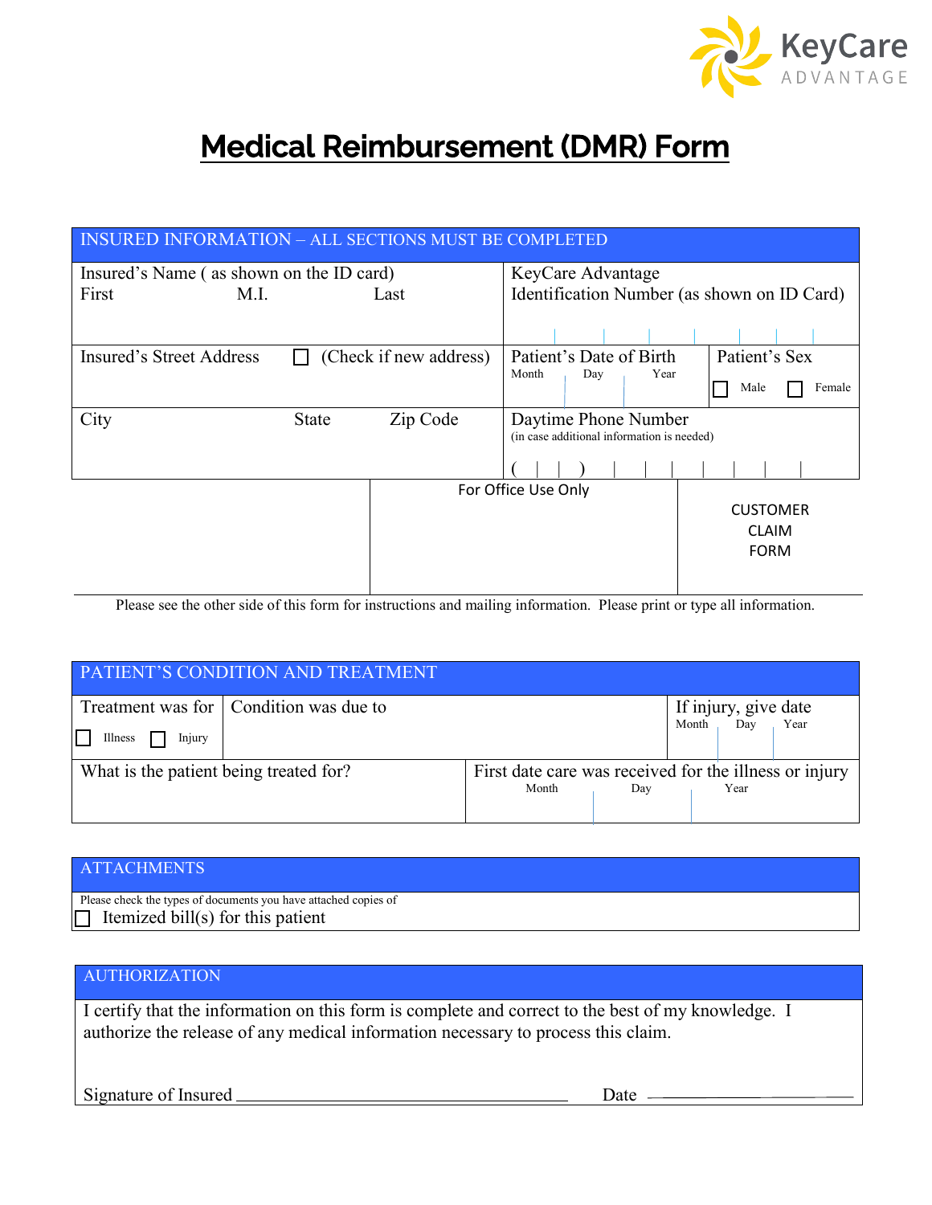KeyCare
ADVANTAGE

# Medical Reimbursement (DMR) Form

## INSURED INFORMATION – ALL SECTIONS MUST BE COMPLETED

| Insured's Name ( as shown on the ID card)<br>First M.I. Last | KeyCare Advantage<br>Identification Number (as shown on ID Card) | |
|---|---|---|
| Insured's Street Address ☐ (Check if new address) | Patient's Date of Birth<br>Month Day Year | Patient's Sex<br>☐ Male ☐ Female |
| City State Zip Code | Daytime Phone Number<br>(in case additional information is needed)<br>( ) | |

| | For Office Use Only | CUSTOMER CLAIM FORM |
|---|---|---|

Please see the other side of this form for instructions and mailing information. Please print or type all information.

## PATIENT'S CONDITION AND TREATMENT

| Treatment was for<br>☐ Illness ☐ Injury | Condition was due to | If injury, give date<br>Month Day Year |
|---|---|---|
| What is the patient being treated for? | First date care was received for the illness or injury<br>Month Day Year | |

## ATTACHMENTS

Please check the types of documents you have attached copies of

☐ Itemized bill(s) for this patient

## AUTHORIZATION

I certify that the information on this form is complete and correct to the best of my knowledge. I authorize the release of any medical information necessary to process this claim.

Signature of Insured ______________________ Date ______________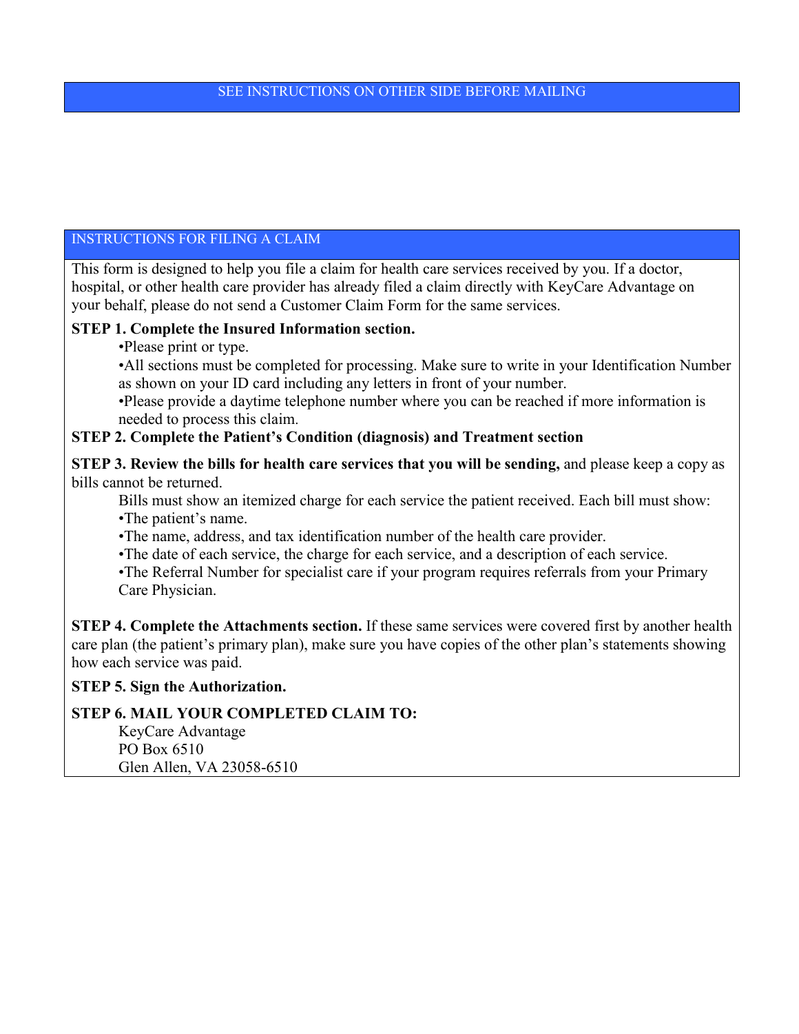SEE INSTRUCTIONS ON OTHER SIDE BEFORE MAILING

## INSTRUCTIONS FOR FILING A CLAIM

This form is designed to help you file a claim for health care services received by you. If a doctor, hospital, or other health care provider has already filed a claim directly with KeyCare Advantage on your behalf, please do not send a Customer Claim Form for the same services.

**STEP 1. Complete the Insured Information section.**

- Please print or type.
- All sections must be completed for processing. Make sure to write in your Identification Number as shown on your ID card including any letters in front of your number.
- Please provide a daytime telephone number where you can be reached if more information is needed to process this claim.

**STEP 2. Complete the Patient's Condition (diagnosis) and Treatment section**

**STEP 3. Review the bills for health care services that you will be sending,** and please keep a copy as bills cannot be returned.

Bills must show an itemized charge for each service the patient received. Each bill must show:

- The patient's name.
- The name, address, and tax identification number of the health care provider.
- The date of each service, the charge for each service, and a description of each service.
- The Referral Number for specialist care if your program requires referrals from your Primary Care Physician.

**STEP 4. Complete the Attachments section.** If these same services were covered first by another health care plan (the patient's primary plan), make sure you have copies of the other plan's statements showing how each service was paid.

**STEP 5. Sign the Authorization.**

**STEP 6. MAIL YOUR COMPLETED CLAIM TO:**

KeyCare Advantage
PO Box 6510
Glen Allen, VA 23058-6510